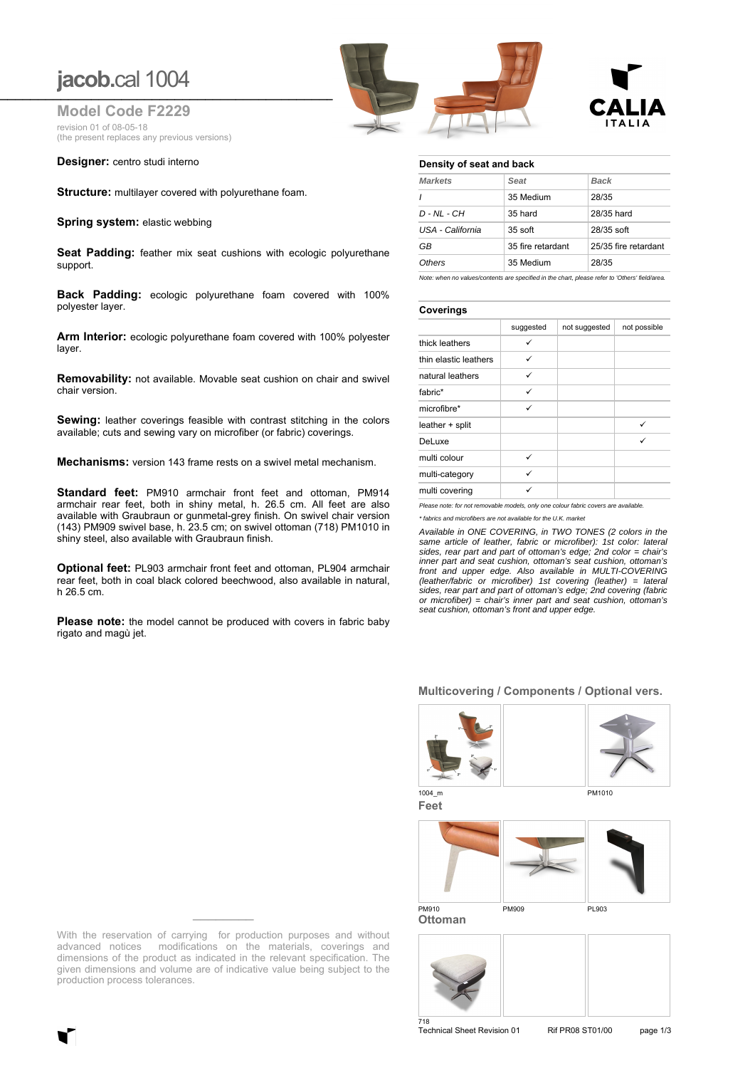# jacob.cal 1004

## Model Code F2229

revision 01 of 08-05-18
(the present replaces any previous versions)

**Designer:** centro studi interno

**Structure:** multilayer covered with polyurethane foam.

**Spring system:** elastic webbing

**Seat Padding:** feather mix seat cushions with ecologic polyurethane support.

**Back Padding:** ecologic polyurethane foam covered with 100% polyester layer.

**Arm Interior:** ecologic polyurethane foam covered with 100% polyester layer.

**Removability:** not available. Movable seat cushion on chair and swivel chair version.

**Sewing:** leather coverings feasible with contrast stitching in the colors available; cuts and sewing vary on microfiber (or fabric) coverings.

**Mechanisms:** version 143 frame rests on a swivel metal mechanism.

**Standard feet:** PM910 armchair front feet and ottoman, PM914 armchair rear feet, both in shiny metal, h. 26.5 cm. All feet are also available with Graubraun or gunmetal-grey finish. On swivel chair version (143) PM909 swivel base, h. 23.5 cm; on swivel ottoman (718) PM1010 in shiny steel, also available with Graubraun finish.

**Optional feet:** PL903 armchair front feet and ottoman, PL904 armchair rear feet, both in coal black colored beechwood, also available in natural, h 26.5 cm.

**Please note:** the model cannot be produced with covers in fabric baby rigato and magù jet.

With the reservation of carrying for production purposes and without advanced notices modifications on the materials, coverings and dimensions of the product as indicated in the relevant specification. The given dimensions and volume are of indicative value being subject to the production process tolerances.

### Density of seat and back

| *Markets* | *Seat* | *Back* |
|---|---|---|
| *I* | 35 Medium | 28/35 |
| *D - NL - CH* | 35 hard | 28/35 hard |
| *USA - California* | 35 soft | 28/35 soft |
| *GB* | 35 fire retardant | 25/35 fire retardant |
| *Others* | 35 Medium | 28/35 |

*Note: when no values/contents are specified in the chart, please refer to 'Others' field/area.*

### Coverings

| | suggested | not suggested | not possible |
|---|---|---|---|
| thick leathers | ✓ | | |
| thin elastic leathers | ✓ | | |
| natural leathers | ✓ | | |
| fabric* | ✓ | | |
| microfibre* | ✓ | | |
| leather + split | | | ✓ |
| DeLuxe | | | ✓ |
| multi colour | ✓ | | |
| multi-category | ✓ | | |
| multi covering | ✓ | | |

*Please note: for not removable models, only one colour fabric covers are available.*

*\* fabrics and microfibers are not available for the U.K. market*

*Available in ONE COVERING, in TWO TONES (2 colors in the same article of leather, fabric or microfiber): 1st color: lateral sides, rear part and part of ottoman's edge; 2nd color = chair's inner part and seat cushion, ottoman's seat cushion, ottoman's front and upper edge. Also available in MULTI-COVERING (leather/fabric or microfiber) 1st covering (leather) = lateral sides, rear part and part of ottoman's edge; 2nd covering (fabric or microfiber) = chair's inner part and seat cushion, ottoman's seat cushion, ottoman's front and upper edge.*

### Multicovering / Components / Optional vers.

1004_m

PM1010

### Feet

PM910

PM909

PL903

### Ottoman

718

Technical Sheet Revision 01 Rif PR08 ST01/00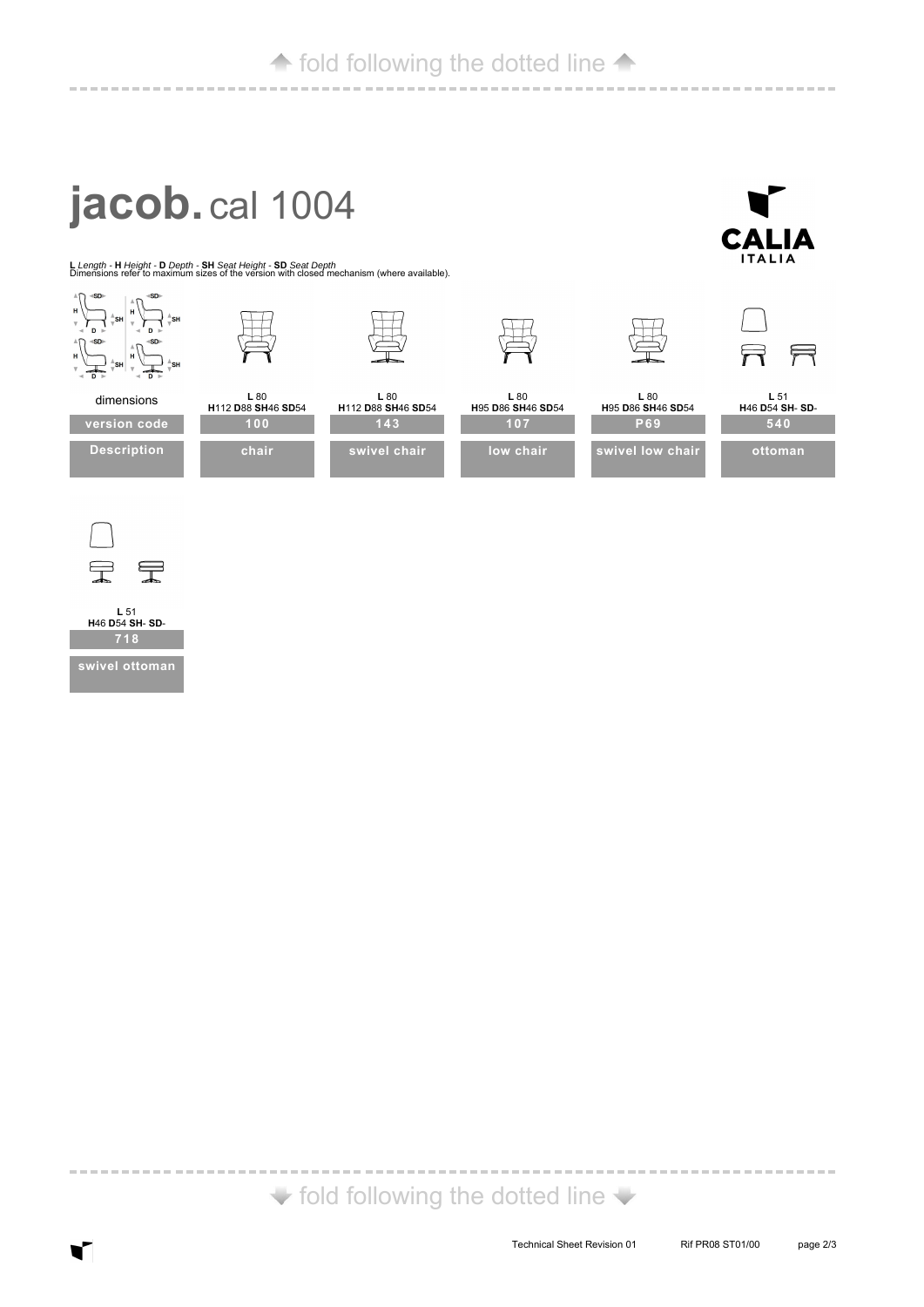↑ fold following the dotted line ↑

# jacob. cal 1004

**L** *Length* - **H** *Height* - **D** *Depth* - **SH** *Seat Height* - **SD** *Seat Depth*
Dimensions refer to maximum sizes of the version with closed mechanism (where available).

| dimensions | **L** 80 **H**112 **D**88 **SH**46 **SD**54 | **L** 80 **H**112 **D**88 **SH**46 **SD**54 | **L** 80 **H**95 **D**86 **SH**46 **SD**54 | **L** 80 **H**95 **D**86 **SH**46 **SD**54 | **L** 51 **H**46 **D**54 **SH**- **SD**- |
|---|---|---|---|---|---|
| **version code** | **100** | **143** | **107** | **P69** | **540** |
| **Description** | **chair** | **swivel chair** | **low chair** | **swivel low chair** | **ottoman** |

| dimensions | **L** 51 **H**46 **D**54 **SH**- **SD**- |
|---|---|
| **version code** | **718** |
| **Description** | **swivel ottoman** |

↓ fold following the dotted line ↓

Technical Sheet Revision 01 Rif PR08 ST01/00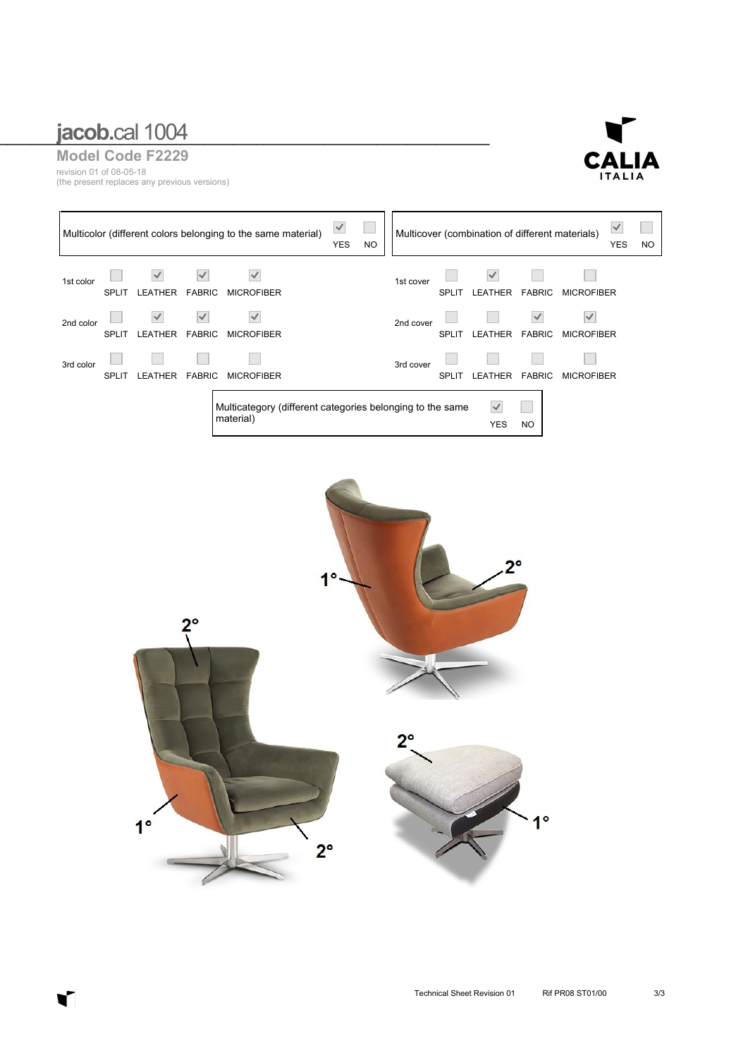# jacob.cal 1004

## Model Code F2229

revision 01 of 08-05-18
(the present replaces any previous versions)

| Multicolor (different colors belonging to the same material) | YES | NO |
|---|---|---|
| | ✓ | |

| | SPLIT | LEATHER | FABRIC | MICROFIBER |
|---|---|---|---|---|
| 1st color | | ✓ | ✓ | ✓ |
| 2nd color | | ✓ | ✓ | ✓ |
| 3rd color | | | | |

| Multicover (combination of different materials) | YES | NO |
|---|---|---|
| | ✓ | |

| | SPLIT | LEATHER | FABRIC | MICROFIBER |
|---|---|---|---|---|
| 1st cover | | ✓ | | |
| 2nd cover | | | ✓ | ✓ |
| 3rd cover | | | | |

| Multicategory (different categories belonging to the same material) | YES | NO |
|---|---|---|
| | ✓ | |

1°
2°
2°
1°
2°
2°
1°